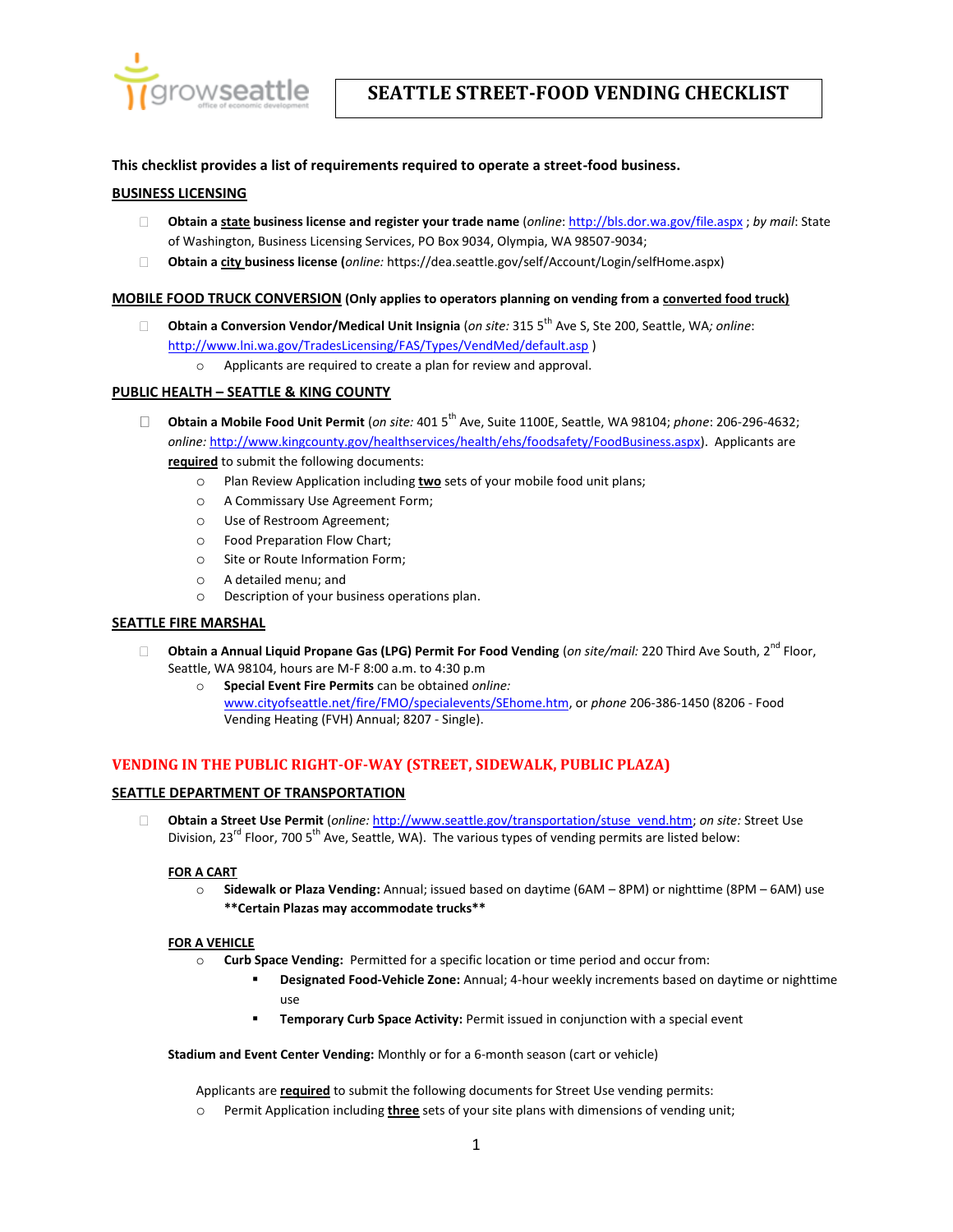# SEATTLE STREET-FOOD VENDING CHECKLIST

**This checklist provides a list of requirements required to operate a street-food business.**

## BUSINESS LICENSING

- ☐ **Obtain a state business license and register your trade name** (*online*: http://bls.dor.wa.gov/file.aspx ; *by mail*: State of Washington, Business Licensing Services, PO Box 9034, Olympia, WA 98507-9034;
- ☐ **Obtain a city business license (***online:* https://dea.seattle.gov/self/Account/Login/selfHome.aspx)

## MOBILE FOOD TRUCK CONVERSION **(Only applies to operators planning on vending from a converted food truck)**

- ☐ **Obtain a Conversion Vendor/Medical Unit Insignia** (*on site:* 315 5th Ave S, Ste 200, Seattle, WA*; online*: http://www.lni.wa.gov/TradesLicensing/FAS/Types/VendMed/default.asp )
  - Applicants are required to create a plan for review and approval.

## PUBLIC HEALTH – SEATTLE & KING COUNTY

- ☐ **Obtain a Mobile Food Unit Permit** (*on site:* 401 5th Ave, Suite 1100E, Seattle, WA 98104; *phone*: 206-296-4632; *online:* http://www.kingcounty.gov/healthservices/health/ehs/foodsafety/FoodBusiness.aspx). Applicants are **required** to submit the following documents:
  - Plan Review Application including **two** sets of your mobile food unit plans;
  - A Commissary Use Agreement Form;
  - Use of Restroom Agreement;
  - Food Preparation Flow Chart;
  - Site or Route Information Form;
  - A detailed menu; and
  - Description of your business operations plan.

## SEATTLE FIRE MARSHAL

- ☐ **Obtain a Annual Liquid Propane Gas (LPG) Permit For Food Vending** (*on site/mail:* 220 Third Ave South, 2nd Floor, Seattle, WA 98104, hours are M-F 8:00 a.m. to 4:30 p.m
  - **Special Event Fire Permits** can be obtained *online:* www.cityofseattle.net/fire/FMO/specialevents/SEhome.htm, or *phone* 206-386-1450 (8206 - Food Vending Heating (FVH) Annual; 8207 - Single).

# VENDING IN THE PUBLIC RIGHT-OF-WAY (STREET, SIDEWALK, PUBLIC PLAZA)

## SEATTLE DEPARTMENT OF TRANSPORTATION

- ☐ **Obtain a Street Use Permit** (*online:* http://www.seattle.gov/transportation/stuse_vend.htm; *on site:* Street Use Division, 23rd Floor, 700 5th Ave, Seattle, WA). The various types of vending permits are listed below:

### FOR A CART

- **Sidewalk or Plaza Vending:** Annual; issued based on daytime (6AM – 8PM) or nighttime (8PM – 6AM) use **\*\*Certain Plazas may accommodate trucks\*\***

### FOR A VEHICLE

- **Curb Space Vending:** Permitted for a specific location or time period and occur from:
  - **Designated Food-Vehicle Zone:** Annual; 4-hour weekly increments based on daytime or nighttime use
  - **Temporary Curb Space Activity:** Permit issued in conjunction with a special event

**Stadium and Event Center Vending:** Monthly or for a 6-month season (cart or vehicle)

Applicants are **required** to submit the following documents for Street Use vending permits:

- Permit Application including **three** sets of your site plans with dimensions of vending unit;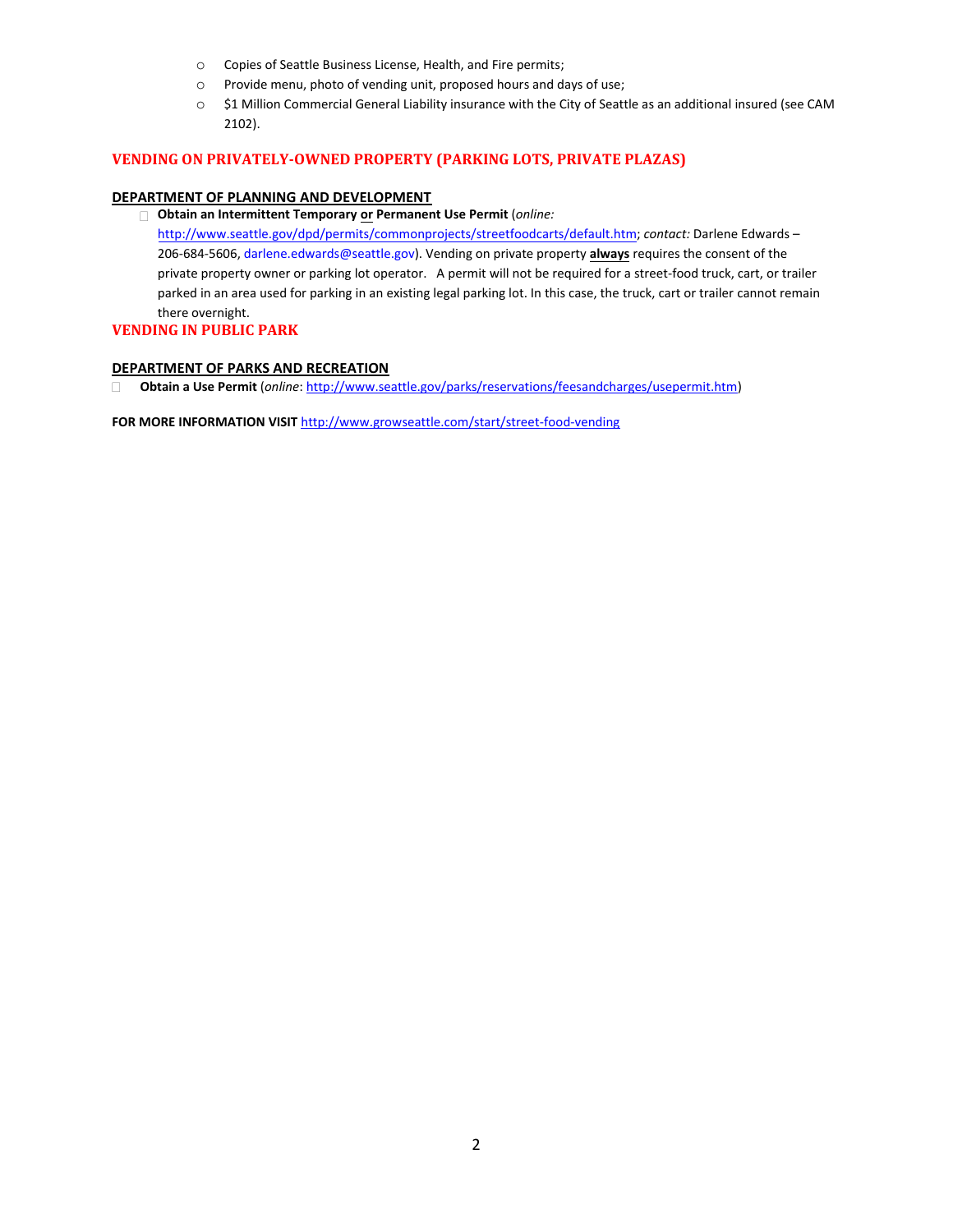- Copies of Seattle Business License, Health, and Fire permits;
- Provide menu, photo of vending unit, proposed hours and days of use;
- $1 Million Commercial General Liability insurance with the City of Seattle as an additional insured (see CAM 2102).

## VENDING ON PRIVATELY-OWNED PROPERTY (PARKING LOTS, PRIVATE PLAZAS)

### DEPARTMENT OF PLANNING AND DEVELOPMENT

- ☐ **Obtain an Intermittent Temporary or Permanent Use Permit** (*online:* http://www.seattle.gov/dpd/permits/commonprojects/streetfoodcarts/default.htm; *contact:* Darlene Edwards – 206-684-5606, darlene.edwards@seattle.gov). Vending on private property **always** requires the consent of the private property owner or parking lot operator. A permit will not be required for a street-food truck, cart, or trailer parked in an area used for parking in an existing legal parking lot. In this case, the truck, cart or trailer cannot remain there overnight.

## VENDING IN PUBLIC PARK

### DEPARTMENT OF PARKS AND RECREATION

- ☐ **Obtain a Use Permit** (*online*: http://www.seattle.gov/parks/reservations/feesandcharges/usepermit.htm)

**FOR MORE INFORMATION VISIT** http://www.growseattle.com/start/street-food-vending